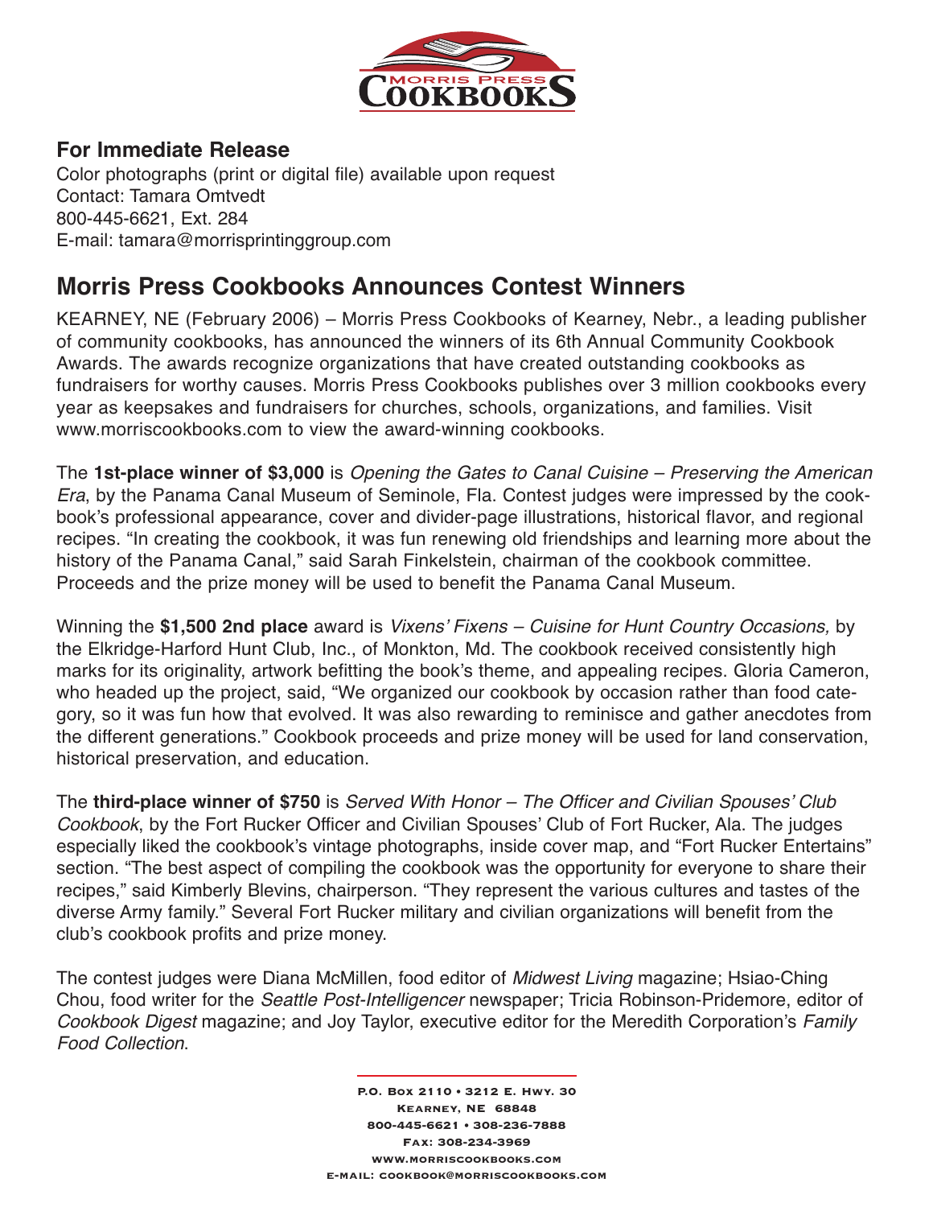Morris Press Cookbooks

**For Immediate Release**

Color photographs (print or digital file) available upon request
Contact: Tamara Omtvedt
800-445-6621, Ext. 284
E-mail: tamara@morrisprintinggroup.com

## Morris Press Cookbooks Announces Contest Winners

KEARNEY, NE (February 2006) – Morris Press Cookbooks of Kearney, Nebr., a leading publisher of community cookbooks, has announced the winners of its 6th Annual Community Cookbook Awards. The awards recognize organizations that have created outstanding cookbooks as fundraisers for worthy causes. Morris Press Cookbooks publishes over 3 million cookbooks every year as keepsakes and fundraisers for churches, schools, organizations, and families. Visit www.morriscookbooks.com to view the award-winning cookbooks.

The **1st-place winner of $3,000** is *Opening the Gates to Canal Cuisine – Preserving the American Era*, by the Panama Canal Museum of Seminole, Fla. Contest judges were impressed by the cookbook's professional appearance, cover and divider-page illustrations, historical flavor, and regional recipes. "In creating the cookbook, it was fun renewing old friendships and learning more about the history of the Panama Canal," said Sarah Finkelstein, chairman of the cookbook committee. Proceeds and the prize money will be used to benefit the Panama Canal Museum.

Winning the **$1,500 2nd place** award is *Vixens' Fixens – Cuisine for Hunt Country Occasions,* by the Elkridge-Harford Hunt Club, Inc., of Monkton, Md. The cookbook received consistently high marks for its originality, artwork befitting the book's theme, and appealing recipes. Gloria Cameron, who headed up the project, said, "We organized our cookbook by occasion rather than food category, so it was fun how that evolved. It was also rewarding to reminisce and gather anecdotes from the different generations." Cookbook proceeds and prize money will be used for land conservation, historical preservation, and education.

The **third-place winner of $750** is *Served With Honor – The Officer and Civilian Spouses' Club Cookbook*, by the Fort Rucker Officer and Civilian Spouses' Club of Fort Rucker, Ala. The judges especially liked the cookbook's vintage photographs, inside cover map, and "Fort Rucker Entertains" section. "The best aspect of compiling the cookbook was the opportunity for everyone to share their recipes," said Kimberly Blevins, chairperson. "They represent the various cultures and tastes of the diverse Army family." Several Fort Rucker military and civilian organizations will benefit from the club's cookbook profits and prize money.

The contest judges were Diana McMillen, food editor of *Midwest Living* magazine; Hsiao-Ching Chou, food writer for the *Seattle Post-Intelligencer* newspaper; Tricia Robinson-Pridemore, editor of *Cookbook Digest* magazine; and Joy Taylor, executive editor for the Meredith Corporation's *Family Food Collection*.

P.O. Box 2110 • 3212 E. Hwy. 30
Kearney, NE 68848
800-445-6621 • 308-236-7888
Fax: 308-234-3969
www.morriscookbooks.com
E-mail: cookbook@morriscookbooks.com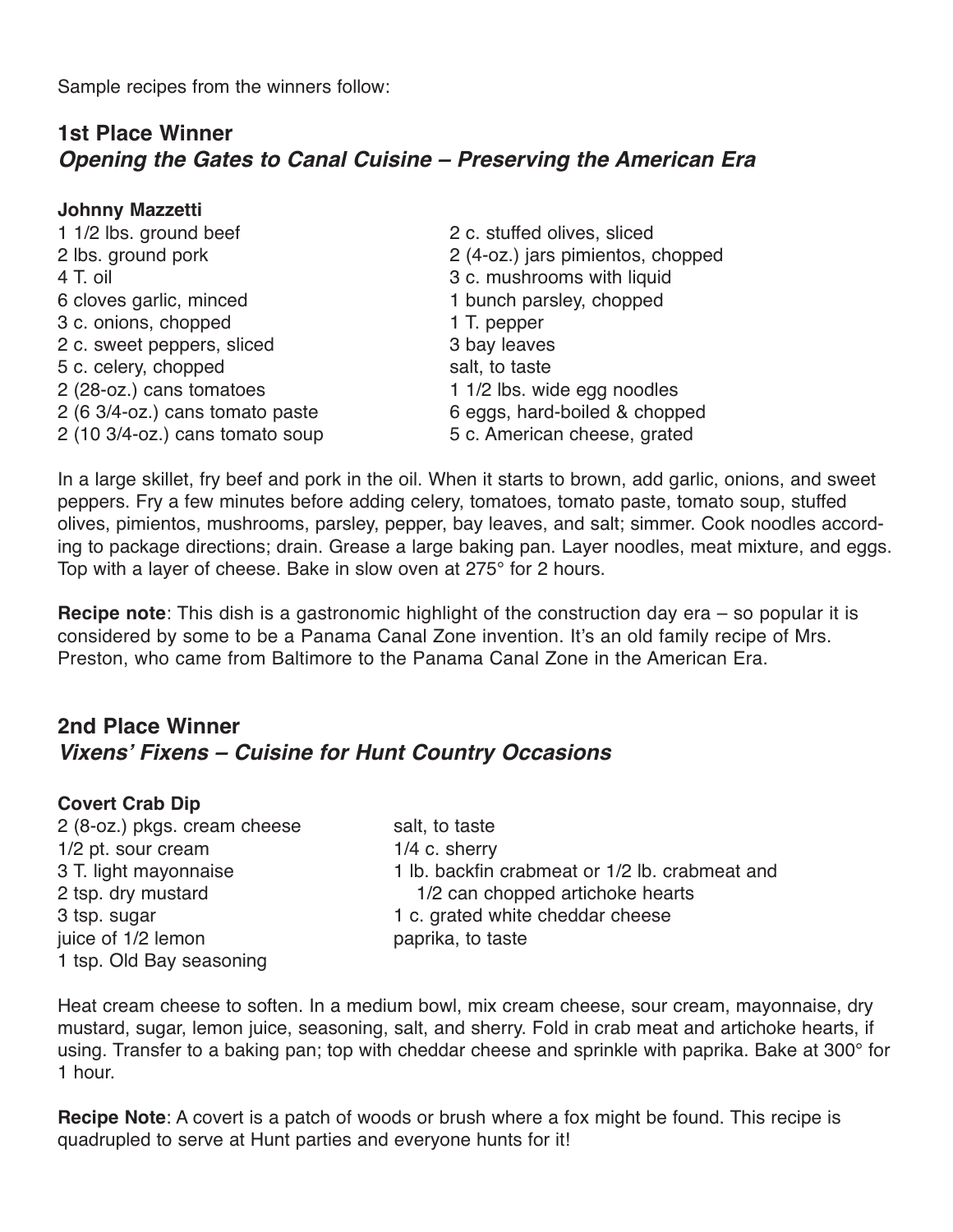Sample recipes from the winners follow:

## 1st Place Winner

### *Opening the Gates to Canal Cuisine – Preserving the American Era*

**Johnny Mazzetti**

1 1/2 lbs. ground beef
2 lbs. ground pork
4 T. oil
6 cloves garlic, minced
3 c. onions, chopped
2 c. sweet peppers, sliced
5 c. celery, chopped
2 (28-oz.) cans tomatoes
2 (6 3/4-oz.) cans tomato paste
2 (10 3/4-oz.) cans tomato soup
2 c. stuffed olives, sliced
2 (4-oz.) jars pimientos, chopped
3 c. mushrooms with liquid
1 bunch parsley, chopped
1 T. pepper
3 bay leaves
salt, to taste
1 1/2 lbs. wide egg noodles
6 eggs, hard-boiled & chopped
5 c. American cheese, grated

In a large skillet, fry beef and pork in the oil. When it starts to brown, add garlic, onions, and sweet peppers. Fry a few minutes before adding celery, tomatoes, tomato paste, tomato soup, stuffed olives, pimientos, mushrooms, parsley, pepper, bay leaves, and salt; simmer. Cook noodles according to package directions; drain. Grease a large baking pan. Layer noodles, meat mixture, and eggs. Top with a layer of cheese. Bake in slow oven at 275° for 2 hours.

**Recipe note**: This dish is a gastronomic highlight of the construction day era – so popular it is considered by some to be a Panama Canal Zone invention. It's an old family recipe of Mrs. Preston, who came from Baltimore to the Panama Canal Zone in the American Era.

## 2nd Place Winner

### *Vixens' Fixens – Cuisine for Hunt Country Occasions*

**Covert Crab Dip**

2 (8-oz.) pkgs. cream cheese
1/2 pt. sour cream
3 T. light mayonnaise
2 tsp. dry mustard
3 tsp. sugar
juice of 1/2 lemon
1 tsp. Old Bay seasoning
salt, to taste
1/4 c. sherry
1 lb. backfin crabmeat or 1/2 lb. crabmeat and 1/2 can chopped artichoke hearts
1 c. grated white cheddar cheese
paprika, to taste

Heat cream cheese to soften. In a medium bowl, mix cream cheese, sour cream, mayonnaise, dry mustard, sugar, lemon juice, seasoning, salt, and sherry. Fold in crab meat and artichoke hearts, if using. Transfer to a baking pan; top with cheddar cheese and sprinkle with paprika. Bake at 300° for 1 hour.

**Recipe Note**: A covert is a patch of woods or brush where a fox might be found. This recipe is quadrupled to serve at Hunt parties and everyone hunts for it!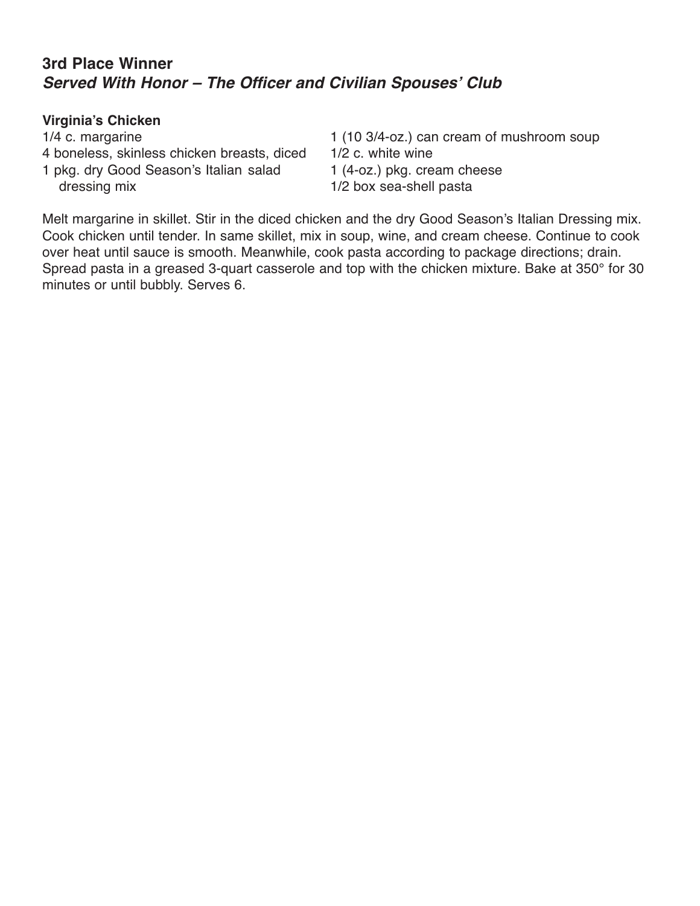### 3rd Place Winner

***Served With Honor – The Officer and Civilian Spouses' Club***

**Virginia's Chicken**

- 1/4 c. margarine
- 4 boneless, skinless chicken breasts, diced
- 1 pkg. dry Good Season's Italian salad dressing mix
- 1 (10 3/4-oz.) can cream of mushroom soup
- 1/2 c. white wine
- 1 (4-oz.) pkg. cream cheese
- 1/2 box sea-shell pasta

Melt margarine in skillet. Stir in the diced chicken and the dry Good Season's Italian Dressing mix. Cook chicken until tender. In same skillet, mix in soup, wine, and cream cheese. Continue to cook over heat until sauce is smooth. Meanwhile, cook pasta according to package directions; drain. Spread pasta in a greased 3-quart casserole and top with the chicken mixture. Bake at 350° for 30 minutes or until bubbly. Serves 6.